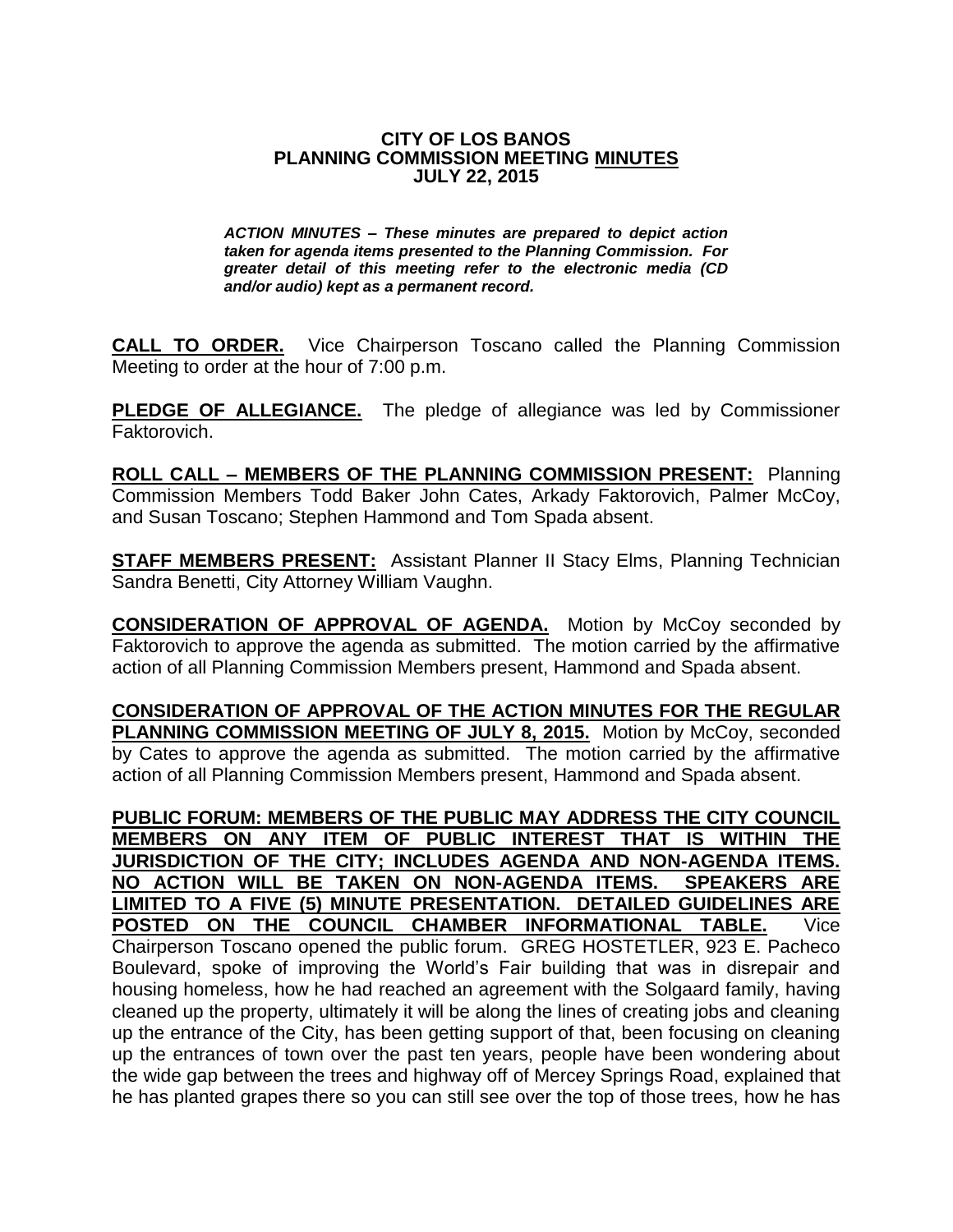**CITY OF LOS BANOS**
**PLANNING COMMISSION MEETING MINUTES**
**JULY 22, 2015**

***ACTION MINUTES – These minutes are prepared to depict action taken for agenda items presented to the Planning Commission. For greater detail of this meeting refer to the electronic media (CD and/or audio) kept as a permanent record.***

**CALL TO ORDER.** Vice Chairperson Toscano called the Planning Commission Meeting to order at the hour of 7:00 p.m.

**PLEDGE OF ALLEGIANCE.** The pledge of allegiance was led by Commissioner Faktorovich.

**ROLL CALL – MEMBERS OF THE PLANNING COMMISSION PRESENT:** Planning Commission Members Todd Baker John Cates, Arkady Faktorovich, Palmer McCoy, and Susan Toscano; Stephen Hammond and Tom Spada absent.

**STAFF MEMBERS PRESENT:** Assistant Planner II Stacy Elms, Planning Technician Sandra Benetti, City Attorney William Vaughn.

**CONSIDERATION OF APPROVAL OF AGENDA.** Motion by McCoy seconded by Faktorovich to approve the agenda as submitted. The motion carried by the affirmative action of all Planning Commission Members present, Hammond and Spada absent.

**CONSIDERATION OF APPROVAL OF THE ACTION MINUTES FOR THE REGULAR PLANNING COMMISSION MEETING OF JULY 8, 2015.** Motion by McCoy, seconded by Cates to approve the agenda as submitted. The motion carried by the affirmative action of all Planning Commission Members present, Hammond and Spada absent.

**PUBLIC FORUM: MEMBERS OF THE PUBLIC MAY ADDRESS THE CITY COUNCIL MEMBERS ON ANY ITEM OF PUBLIC INTEREST THAT IS WITHIN THE JURISDICTION OF THE CITY; INCLUDES AGENDA AND NON-AGENDA ITEMS. NO ACTION WILL BE TAKEN ON NON-AGENDA ITEMS. SPEAKERS ARE LIMITED TO A FIVE (5) MINUTE PRESENTATION. DETAILED GUIDELINES ARE POSTED ON THE COUNCIL CHAMBER INFORMATIONAL TABLE.** Vice Chairperson Toscano opened the public forum. GREG HOSTETLER, 923 E. Pacheco Boulevard, spoke of improving the World's Fair building that was in disrepair and housing homeless, how he had reached an agreement with the Solgaard family, having cleaned up the property, ultimately it will be along the lines of creating jobs and cleaning up the entrance of the City, has been getting support of that, been focusing on cleaning up the entrances of town over the past ten years, people have been wondering about the wide gap between the trees and highway off of Mercey Springs Road, explained that he has planted grapes there so you can still see over the top of those trees, how he has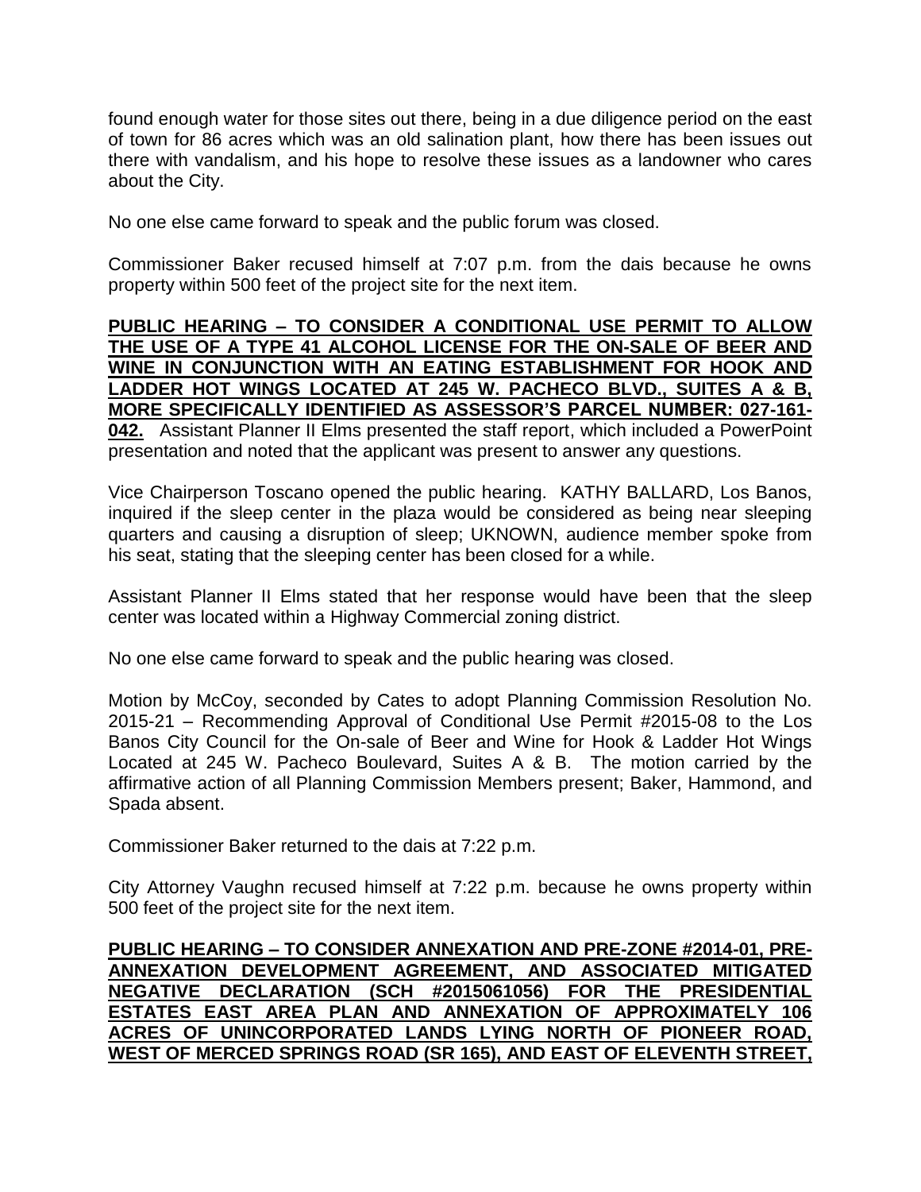found enough water for those sites out there, being in a due diligence period on the east of town for 86 acres which was an old salination plant, how there has been issues out there with vandalism, and his hope to resolve these issues as a landowner who cares about the City.

No one else came forward to speak and the public forum was closed.

Commissioner Baker recused himself at 7:07 p.m. from the dais because he owns property within 500 feet of the project site for the next item.

**PUBLIC HEARING – TO CONSIDER A CONDITIONAL USE PERMIT TO ALLOW THE USE OF A TYPE 41 ALCOHOL LICENSE FOR THE ON-SALE OF BEER AND WINE IN CONJUNCTION WITH AN EATING ESTABLISHMENT FOR HOOK AND LADDER HOT WINGS LOCATED AT 245 W. PACHECO BLVD., SUITES A & B, MORE SPECIFICALLY IDENTIFIED AS ASSESSOR'S PARCEL NUMBER: 027-161-042.** Assistant Planner II Elms presented the staff report, which included a PowerPoint presentation and noted that the applicant was present to answer any questions.

Vice Chairperson Toscano opened the public hearing. KATHY BALLARD, Los Banos, inquired if the sleep center in the plaza would be considered as being near sleeping quarters and causing a disruption of sleep; UKNOWN, audience member spoke from his seat, stating that the sleeping center has been closed for a while.

Assistant Planner II Elms stated that her response would have been that the sleep center was located within a Highway Commercial zoning district.

No one else came forward to speak and the public hearing was closed.

Motion by McCoy, seconded by Cates to adopt Planning Commission Resolution No. 2015-21 – Recommending Approval of Conditional Use Permit #2015-08 to the Los Banos City Council for the On-sale of Beer and Wine for Hook & Ladder Hot Wings Located at 245 W. Pacheco Boulevard, Suites A & B. The motion carried by the affirmative action of all Planning Commission Members present; Baker, Hammond, and Spada absent.

Commissioner Baker returned to the dais at 7:22 p.m.

City Attorney Vaughn recused himself at 7:22 p.m. because he owns property within 500 feet of the project site for the next item.

**PUBLIC HEARING – TO CONSIDER ANNEXATION AND PRE-ZONE #2014-01, PRE-ANNEXATION DEVELOPMENT AGREEMENT, AND ASSOCIATED MITIGATED NEGATIVE DECLARATION (SCH #2015061056) FOR THE PRESIDENTIAL ESTATES EAST AREA PLAN AND ANNEXATION OF APPROXIMATELY 106 ACRES OF UNINCORPORATED LANDS LYING NORTH OF PIONEER ROAD, WEST OF MERCED SPRINGS ROAD (SR 165), AND EAST OF ELEVENTH STREET,**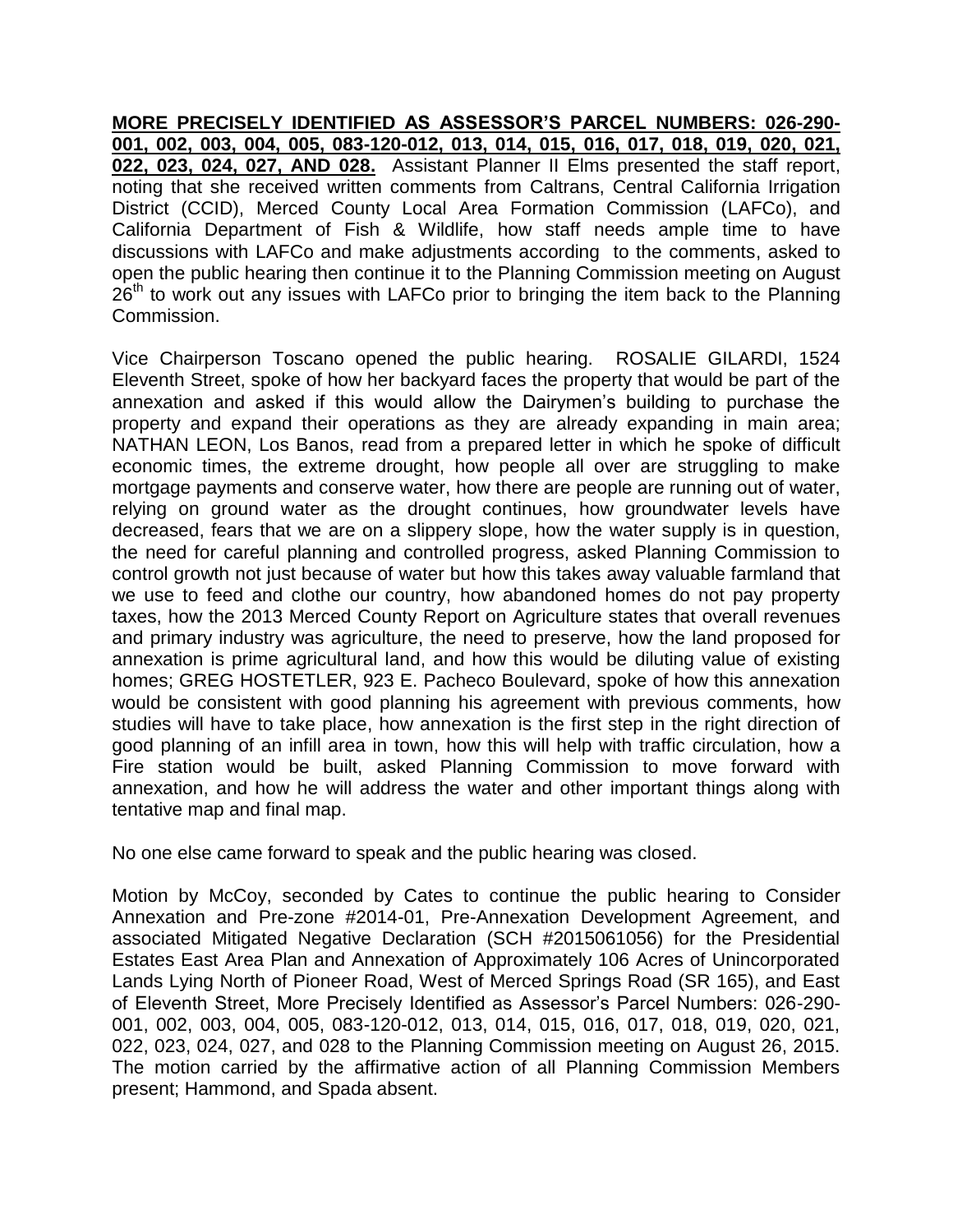**MORE PRECISELY IDENTIFIED AS ASSESSOR'S PARCEL NUMBERS: 026-290-001, 002, 003, 004, 005, 083-120-012, 013, 014, 015, 016, 017, 018, 019, 020, 021, 022, 023, 024, 027, AND 028.** Assistant Planner II Elms presented the staff report, noting that she received written comments from Caltrans, Central California Irrigation District (CCID), Merced County Local Area Formation Commission (LAFCo), and California Department of Fish & Wildlife, how staff needs ample time to have discussions with LAFCo and make adjustments according to the comments, asked to open the public hearing then continue it to the Planning Commission meeting on August 26th to work out any issues with LAFCo prior to bringing the item back to the Planning Commission.

Vice Chairperson Toscano opened the public hearing. ROSALIE GILARDI, 1524 Eleventh Street, spoke of how her backyard faces the property that would be part of the annexation and asked if this would allow the Dairymen's building to purchase the property and expand their operations as they are already expanding in main area; NATHAN LEON, Los Banos, read from a prepared letter in which he spoke of difficult economic times, the extreme drought, how people all over are struggling to make mortgage payments and conserve water, how there are people are running out of water, relying on ground water as the drought continues, how groundwater levels have decreased, fears that we are on a slippery slope, how the water supply is in question, the need for careful planning and controlled progress, asked Planning Commission to control growth not just because of water but how this takes away valuable farmland that we use to feed and clothe our country, how abandoned homes do not pay property taxes, how the 2013 Merced County Report on Agriculture states that overall revenues and primary industry was agriculture, the need to preserve, how the land proposed for annexation is prime agricultural land, and how this would be diluting value of existing homes; GREG HOSTETLER, 923 E. Pacheco Boulevard, spoke of how this annexation would be consistent with good planning his agreement with previous comments, how studies will have to take place, how annexation is the first step in the right direction of good planning of an infill area in town, how this will help with traffic circulation, how a Fire station would be built, asked Planning Commission to move forward with annexation, and how he will address the water and other important things along with tentative map and final map.

No one else came forward to speak and the public hearing was closed.

Motion by McCoy, seconded by Cates to continue the public hearing to Consider Annexation and Pre-zone #2014-01, Pre-Annexation Development Agreement, and associated Mitigated Negative Declaration (SCH #2015061056) for the Presidential Estates East Area Plan and Annexation of Approximately 106 Acres of Unincorporated Lands Lying North of Pioneer Road, West of Merced Springs Road (SR 165), and East of Eleventh Street, More Precisely Identified as Assessor's Parcel Numbers: 026-290-001, 002, 003, 004, 005, 083-120-012, 013, 014, 015, 016, 017, 018, 019, 020, 021, 022, 023, 024, 027, and 028 to the Planning Commission meeting on August 26, 2015. The motion carried by the affirmative action of all Planning Commission Members present; Hammond, and Spada absent.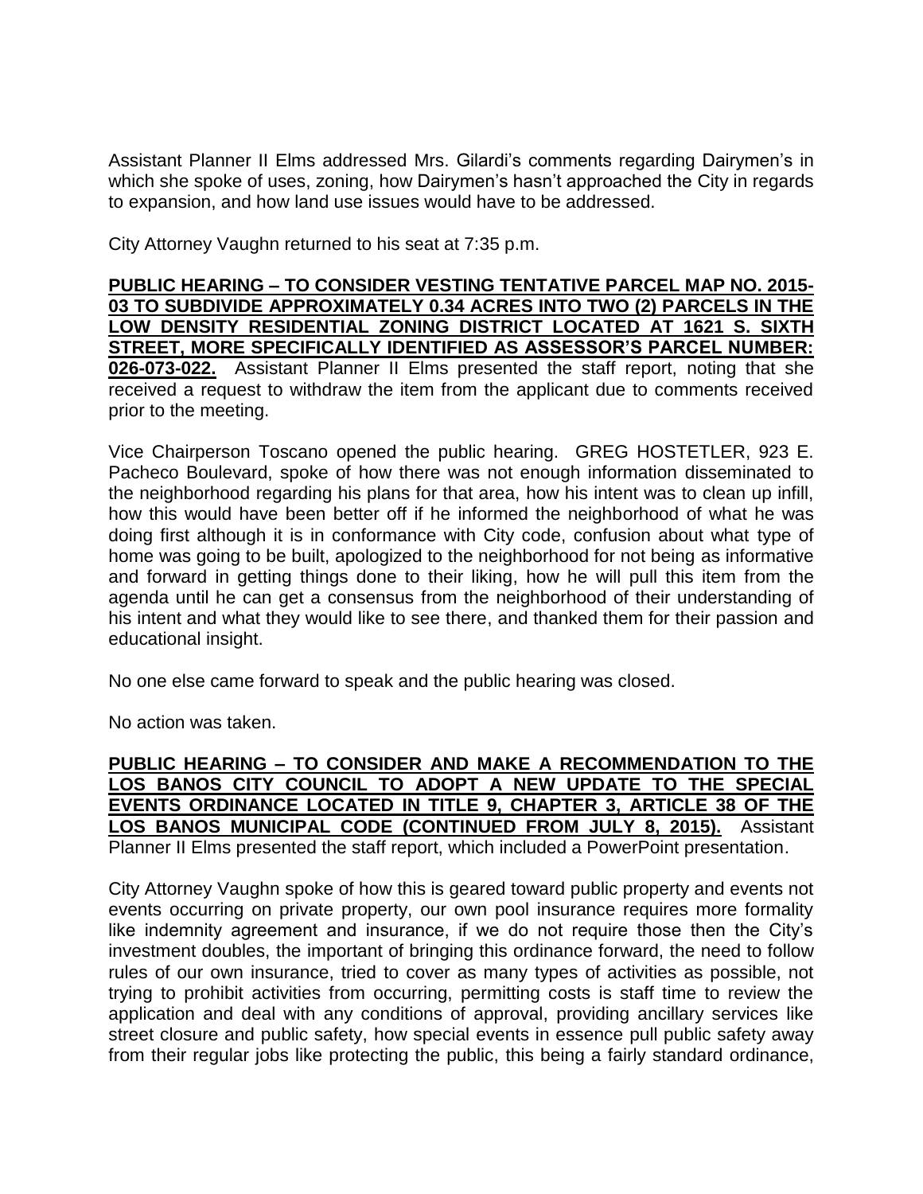Assistant Planner II Elms addressed Mrs. Gilardi's comments regarding Dairymen's in which she spoke of uses, zoning, how Dairymen's hasn't approached the City in regards to expansion, and how land use issues would have to be addressed.

City Attorney Vaughn returned to his seat at 7:35 p.m.

**PUBLIC HEARING – TO CONSIDER VESTING TENTATIVE PARCEL MAP NO. 2015-03 TO SUBDIVIDE APPROXIMATELY 0.34 ACRES INTO TWO (2) PARCELS IN THE LOW DENSITY RESIDENTIAL ZONING DISTRICT LOCATED AT 1621 S. SIXTH STREET, MORE SPECIFICALLY IDENTIFIED AS ASSESSOR'S PARCEL NUMBER: 026-073-022.** Assistant Planner II Elms presented the staff report, noting that she received a request to withdraw the item from the applicant due to comments received prior to the meeting.

Vice Chairperson Toscano opened the public hearing. GREG HOSTETLER, 923 E. Pacheco Boulevard, spoke of how there was not enough information disseminated to the neighborhood regarding his plans for that area, how his intent was to clean up infill, how this would have been better off if he informed the neighborhood of what he was doing first although it is in conformance with City code, confusion about what type of home was going to be built, apologized to the neighborhood for not being as informative and forward in getting things done to their liking, how he will pull this item from the agenda until he can get a consensus from the neighborhood of their understanding of his intent and what they would like to see there, and thanked them for their passion and educational insight.

No one else came forward to speak and the public hearing was closed.

No action was taken.

**PUBLIC HEARING – TO CONSIDER AND MAKE A RECOMMENDATION TO THE LOS BANOS CITY COUNCIL TO ADOPT A NEW UPDATE TO THE SPECIAL EVENTS ORDINANCE LOCATED IN TITLE 9, CHAPTER 3, ARTICLE 38 OF THE LOS BANOS MUNICIPAL CODE (CONTINUED FROM JULY 8, 2015).** Assistant Planner II Elms presented the staff report, which included a PowerPoint presentation.

City Attorney Vaughn spoke of how this is geared toward public property and events not events occurring on private property, our own pool insurance requires more formality like indemnity agreement and insurance, if we do not require those then the City's investment doubles, the important of bringing this ordinance forward, the need to follow rules of our own insurance, tried to cover as many types of activities as possible, not trying to prohibit activities from occurring, permitting costs is staff time to review the application and deal with any conditions of approval, providing ancillary services like street closure and public safety, how special events in essence pull public safety away from their regular jobs like protecting the public, this being a fairly standard ordinance,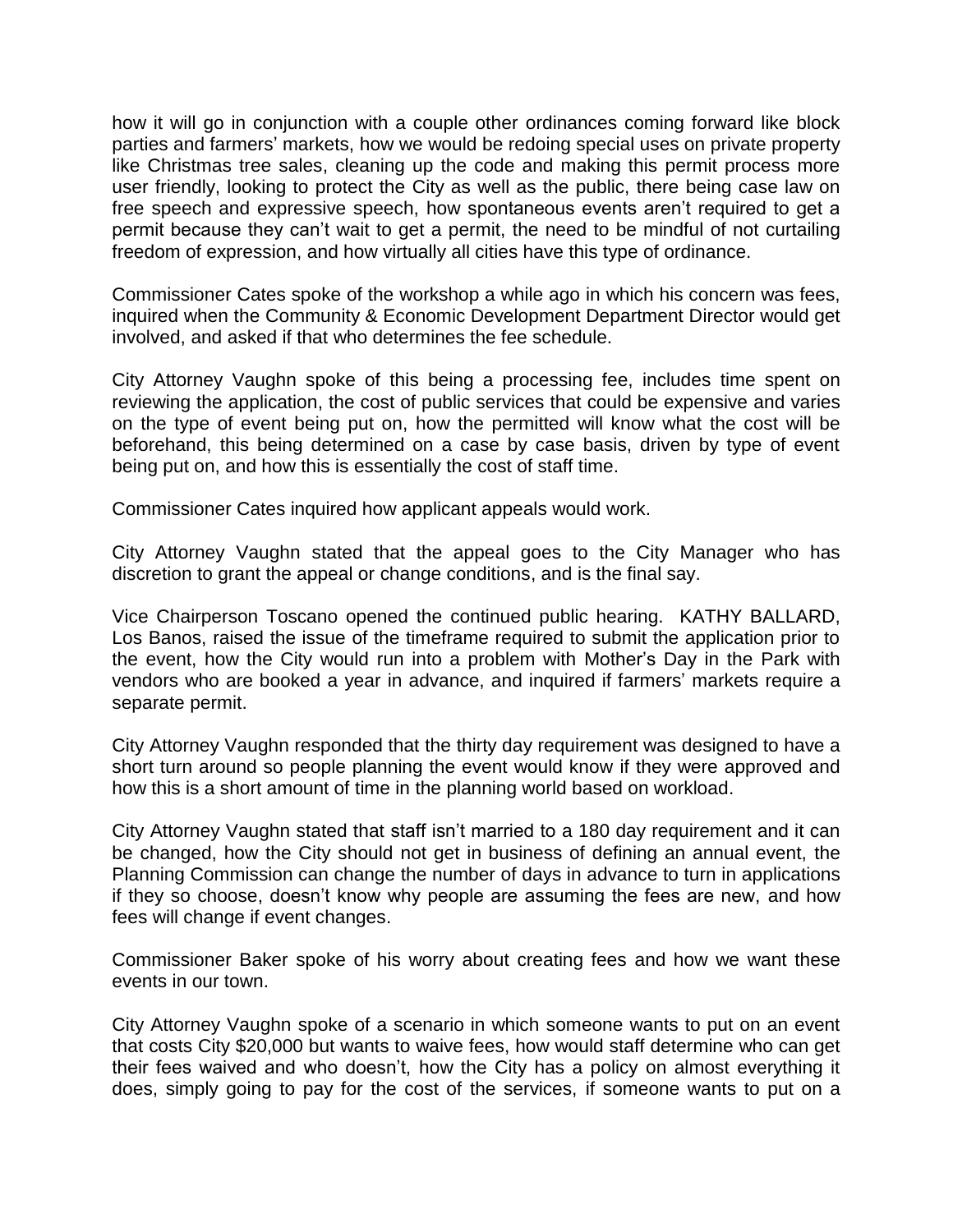how it will go in conjunction with a couple other ordinances coming forward like block parties and farmers' markets, how we would be redoing special uses on private property like Christmas tree sales, cleaning up the code and making this permit process more user friendly, looking to protect the City as well as the public, there being case law on free speech and expressive speech, how spontaneous events aren't required to get a permit because they can't wait to get a permit, the need to be mindful of not curtailing freedom of expression, and how virtually all cities have this type of ordinance.

Commissioner Cates spoke of the workshop a while ago in which his concern was fees, inquired when the Community & Economic Development Department Director would get involved, and asked if that who determines the fee schedule.

City Attorney Vaughn spoke of this being a processing fee, includes time spent on reviewing the application, the cost of public services that could be expensive and varies on the type of event being put on, how the permitted will know what the cost will be beforehand, this being determined on a case by case basis, driven by type of event being put on, and how this is essentially the cost of staff time.

Commissioner Cates inquired how applicant appeals would work.

City Attorney Vaughn stated that the appeal goes to the City Manager who has discretion to grant the appeal or change conditions, and is the final say.

Vice Chairperson Toscano opened the continued public hearing. KATHY BALLARD, Los Banos, raised the issue of the timeframe required to submit the application prior to the event, how the City would run into a problem with Mother's Day in the Park with vendors who are booked a year in advance, and inquired if farmers' markets require a separate permit.

City Attorney Vaughn responded that the thirty day requirement was designed to have a short turn around so people planning the event would know if they were approved and how this is a short amount of time in the planning world based on workload.

City Attorney Vaughn stated that staff isn't married to a 180 day requirement and it can be changed, how the City should not get in business of defining an annual event, the Planning Commission can change the number of days in advance to turn in applications if they so choose, doesn't know why people are assuming the fees are new, and how fees will change if event changes.

Commissioner Baker spoke of his worry about creating fees and how we want these events in our town.

City Attorney Vaughn spoke of a scenario in which someone wants to put on an event that costs City $20,000 but wants to waive fees, how would staff determine who can get their fees waived and who doesn't, how the City has a policy on almost everything it does, simply going to pay for the cost of the services, if someone wants to put on a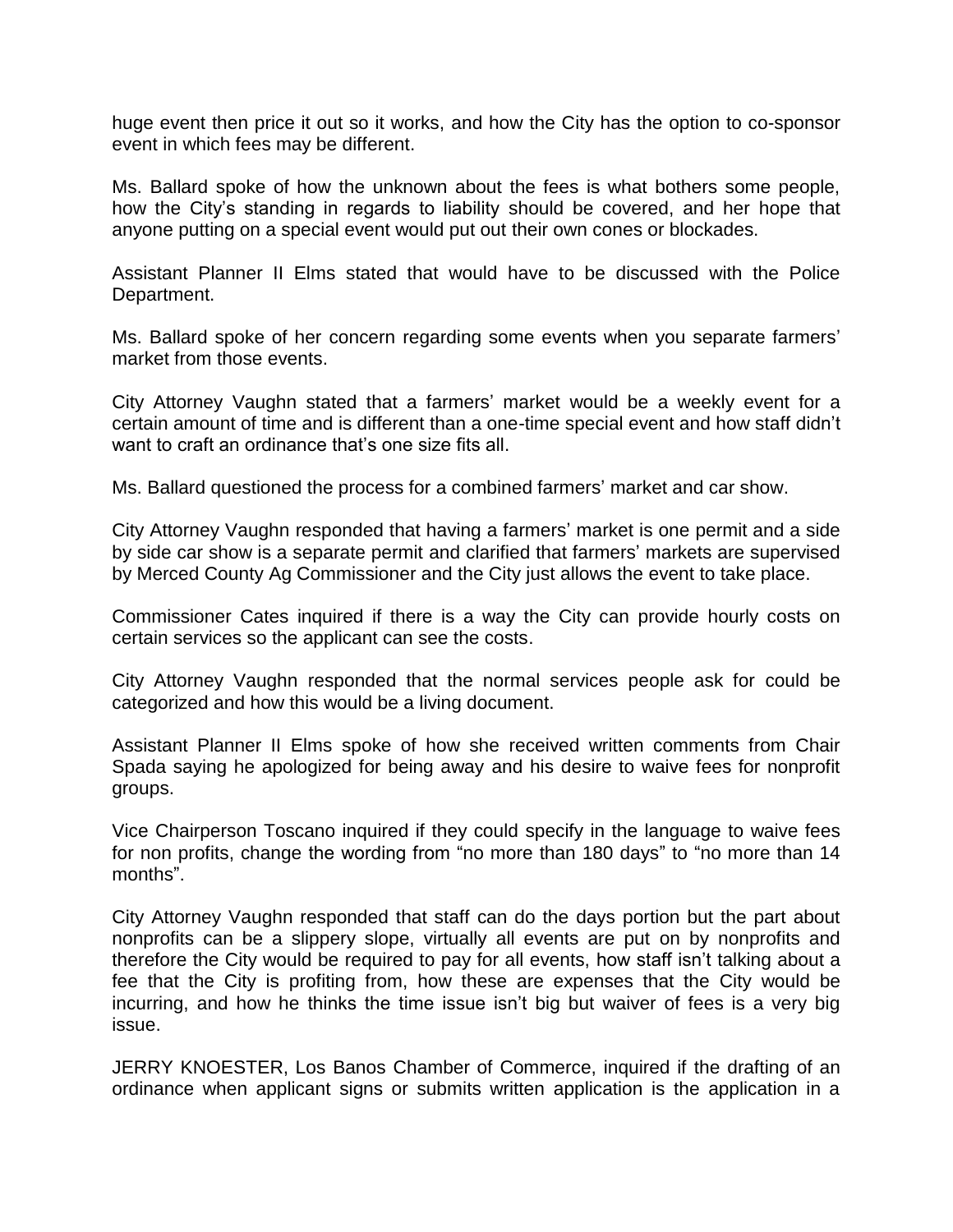huge event then price it out so it works, and how the City has the option to co-sponsor event in which fees may be different.

Ms. Ballard spoke of how the unknown about the fees is what bothers some people, how the City's standing in regards to liability should be covered, and her hope that anyone putting on a special event would put out their own cones or blockades.

Assistant Planner II Elms stated that would have to be discussed with the Police Department.

Ms. Ballard spoke of her concern regarding some events when you separate farmers' market from those events.

City Attorney Vaughn stated that a farmers' market would be a weekly event for a certain amount of time and is different than a one-time special event and how staff didn't want to craft an ordinance that's one size fits all.

Ms. Ballard questioned the process for a combined farmers' market and car show.

City Attorney Vaughn responded that having a farmers' market is one permit and a side by side car show is a separate permit and clarified that farmers' markets are supervised by Merced County Ag Commissioner and the City just allows the event to take place.

Commissioner Cates inquired if there is a way the City can provide hourly costs on certain services so the applicant can see the costs.

City Attorney Vaughn responded that the normal services people ask for could be categorized and how this would be a living document.

Assistant Planner II Elms spoke of how she received written comments from Chair Spada saying he apologized for being away and his desire to waive fees for nonprofit groups.

Vice Chairperson Toscano inquired if they could specify in the language to waive fees for non profits, change the wording from "no more than 180 days" to "no more than 14 months".

City Attorney Vaughn responded that staff can do the days portion but the part about nonprofits can be a slippery slope, virtually all events are put on by nonprofits and therefore the City would be required to pay for all events, how staff isn't talking about a fee that the City is profiting from, how these are expenses that the City would be incurring, and how he thinks the time issue isn't big but waiver of fees is a very big issue.

JERRY KNOESTER, Los Banos Chamber of Commerce, inquired if the drafting of an ordinance when applicant signs or submits written application is the application in a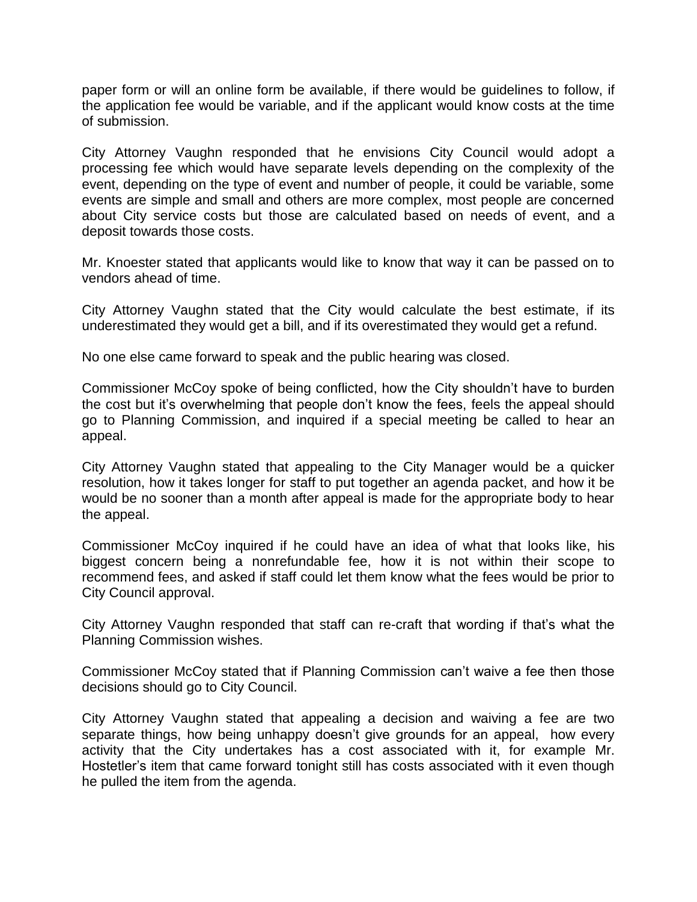paper form or will an online form be available, if there would be guidelines to follow, if the application fee would be variable, and if the applicant would know costs at the time of submission.

City Attorney Vaughn responded that he envisions City Council would adopt a processing fee which would have separate levels depending on the complexity of the event, depending on the type of event and number of people, it could be variable, some events are simple and small and others are more complex, most people are concerned about City service costs but those are calculated based on needs of event, and a deposit towards those costs.

Mr. Knoester stated that applicants would like to know that way it can be passed on to vendors ahead of time.

City Attorney Vaughn stated that the City would calculate the best estimate, if its underestimated they would get a bill, and if its overestimated they would get a refund.

No one else came forward to speak and the public hearing was closed.

Commissioner McCoy spoke of being conflicted, how the City shouldn't have to burden the cost but it's overwhelming that people don't know the fees, feels the appeal should go to Planning Commission, and inquired if a special meeting be called to hear an appeal.

City Attorney Vaughn stated that appealing to the City Manager would be a quicker resolution, how it takes longer for staff to put together an agenda packet, and how it be would be no sooner than a month after appeal is made for the appropriate body to hear the appeal.

Commissioner McCoy inquired if he could have an idea of what that looks like, his biggest concern being a nonrefundable fee, how it is not within their scope to recommend fees, and asked if staff could let them know what the fees would be prior to City Council approval.

City Attorney Vaughn responded that staff can re-craft that wording if that's what the Planning Commission wishes.

Commissioner McCoy stated that if Planning Commission can't waive a fee then those decisions should go to City Council.

City Attorney Vaughn stated that appealing a decision and waiving a fee are two separate things, how being unhappy doesn't give grounds for an appeal, how every activity that the City undertakes has a cost associated with it, for example Mr. Hostetler's item that came forward tonight still has costs associated with it even though he pulled the item from the agenda.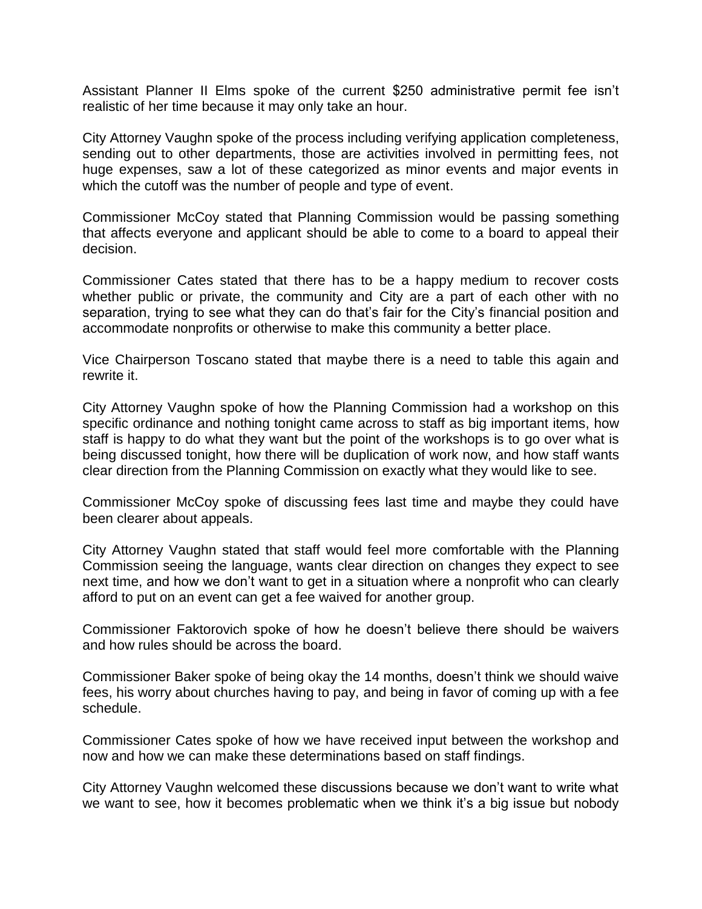Assistant Planner II Elms spoke of the current $250 administrative permit fee isn't realistic of her time because it may only take an hour.

City Attorney Vaughn spoke of the process including verifying application completeness, sending out to other departments, those are activities involved in permitting fees, not huge expenses, saw a lot of these categorized as minor events and major events in which the cutoff was the number of people and type of event.

Commissioner McCoy stated that Planning Commission would be passing something that affects everyone and applicant should be able to come to a board to appeal their decision.

Commissioner Cates stated that there has to be a happy medium to recover costs whether public or private, the community and City are a part of each other with no separation, trying to see what they can do that's fair for the City's financial position and accommodate nonprofits or otherwise to make this community a better place.

Vice Chairperson Toscano stated that maybe there is a need to table this again and rewrite it.

City Attorney Vaughn spoke of how the Planning Commission had a workshop on this specific ordinance and nothing tonight came across to staff as big important items, how staff is happy to do what they want but the point of the workshops is to go over what is being discussed tonight, how there will be duplication of work now, and how staff wants clear direction from the Planning Commission on exactly what they would like to see.

Commissioner McCoy spoke of discussing fees last time and maybe they could have been clearer about appeals.

City Attorney Vaughn stated that staff would feel more comfortable with the Planning Commission seeing the language, wants clear direction on changes they expect to see next time, and how we don't want to get in a situation where a nonprofit who can clearly afford to put on an event can get a fee waived for another group.

Commissioner Faktorovich spoke of how he doesn't believe there should be waivers and how rules should be across the board.

Commissioner Baker spoke of being okay the 14 months, doesn't think we should waive fees, his worry about churches having to pay, and being in favor of coming up with a fee schedule.

Commissioner Cates spoke of how we have received input between the workshop and now and how we can make these determinations based on staff findings.

City Attorney Vaughn welcomed these discussions because we don't want to write what we want to see, how it becomes problematic when we think it's a big issue but nobody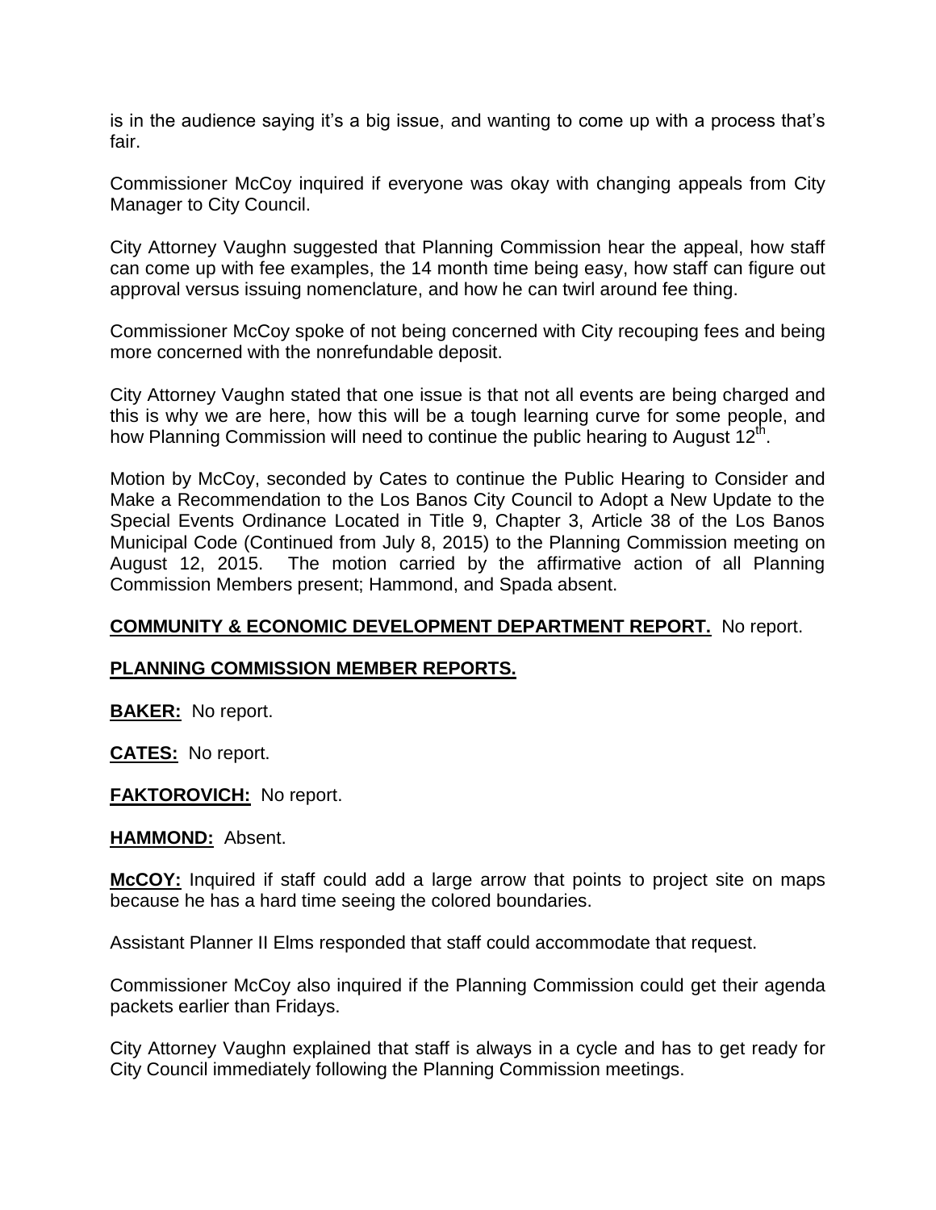is in the audience saying it's a big issue, and wanting to come up with a process that's fair.

Commissioner McCoy inquired if everyone was okay with changing appeals from City Manager to City Council.

City Attorney Vaughn suggested that Planning Commission hear the appeal, how staff can come up with fee examples, the 14 month time being easy, how staff can figure out approval versus issuing nomenclature, and how he can twirl around fee thing.

Commissioner McCoy spoke of not being concerned with City recouping fees and being more concerned with the nonrefundable deposit.

City Attorney Vaughn stated that one issue is that not all events are being charged and this is why we are here, how this will be a tough learning curve for some people, and how Planning Commission will need to continue the public hearing to August 12th.

Motion by McCoy, seconded by Cates to continue the Public Hearing to Consider and Make a Recommendation to the Los Banos City Council to Adopt a New Update to the Special Events Ordinance Located in Title 9, Chapter 3, Article 38 of the Los Banos Municipal Code (Continued from July 8, 2015) to the Planning Commission meeting on August 12, 2015. The motion carried by the affirmative action of all Planning Commission Members present; Hammond, and Spada absent.

**COMMUNITY & ECONOMIC DEVELOPMENT DEPARTMENT REPORT.** No report.

**PLANNING COMMISSION MEMBER REPORTS.**

**BAKER:** No report.

**CATES:** No report.

**FAKTOROVICH:** No report.

**HAMMOND:** Absent.

**McCOY:** Inquired if staff could add a large arrow that points to project site on maps because he has a hard time seeing the colored boundaries.

Assistant Planner II Elms responded that staff could accommodate that request.

Commissioner McCoy also inquired if the Planning Commission could get their agenda packets earlier than Fridays.

City Attorney Vaughn explained that staff is always in a cycle and has to get ready for City Council immediately following the Planning Commission meetings.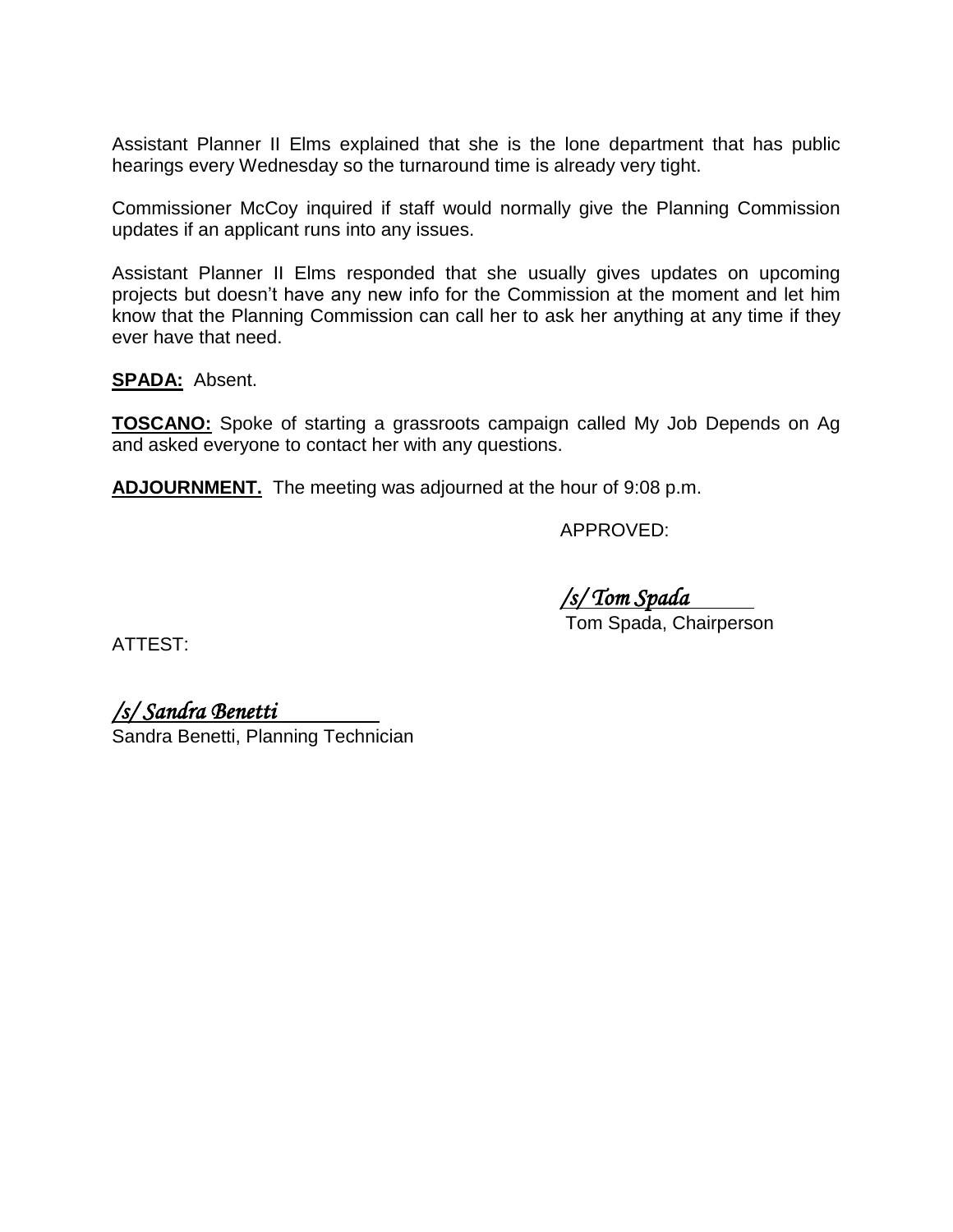Assistant Planner II Elms explained that she is the lone department that has public hearings every Wednesday so the turnaround time is already very tight.

Commissioner McCoy inquired if staff would normally give the Planning Commission updates if an applicant runs into any issues.

Assistant Planner II Elms responded that she usually gives updates on upcoming projects but doesn't have any new info for the Commission at the moment and let him know that the Planning Commission can call her to ask her anything at any time if they ever have that need.

**SPADA:** Absent.

**TOSCANO:** Spoke of starting a grassroots campaign called My Job Depends on Ag and asked everyone to contact her with any questions.

**ADJOURNMENT.** The meeting was adjourned at the hour of 9:08 p.m.

APPROVED:

*/s/ Tom Spada*
Tom Spada, Chairperson

ATTEST:

*/s/ Sandra Benetti*
Sandra Benetti, Planning Technician